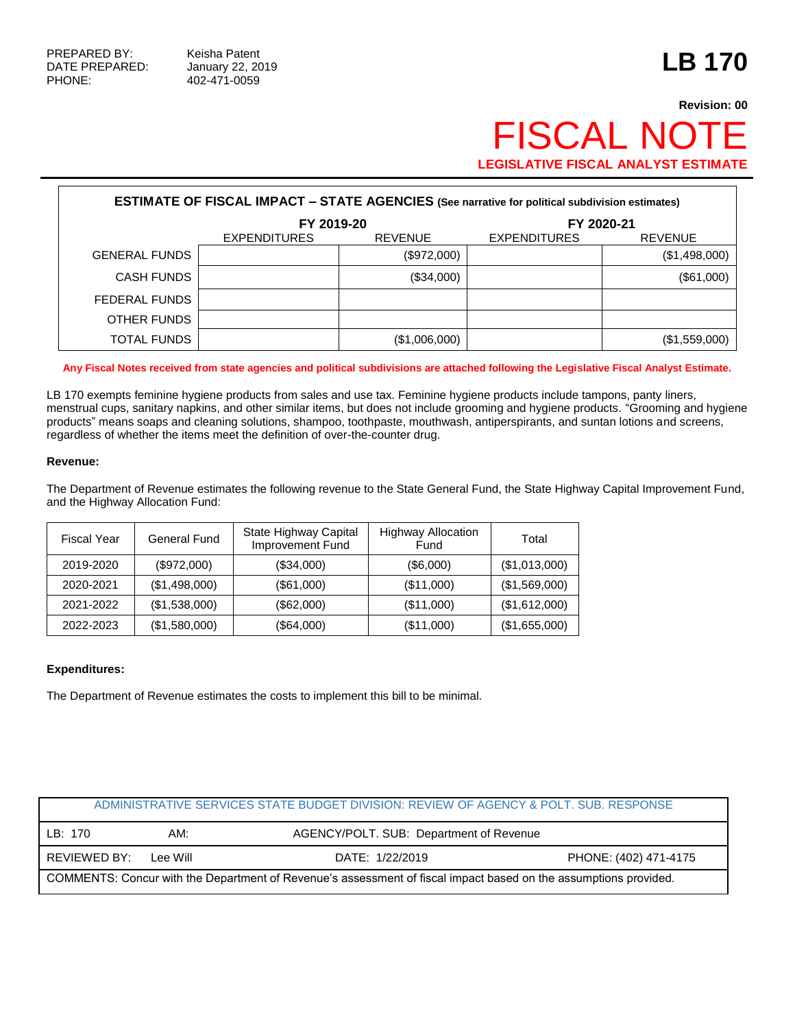PREPARED BY: Keisha Patent
DATE PREPARED: January 22, 2019
PHONE: 402-471-0059

# LB 170

**Revision: 00**

# FISCAL NOTE

**LEGISLATIVE FISCAL ANALYST ESTIMATE**

**ESTIMATE OF FISCAL IMPACT – STATE AGENCIES (See narrative for political subdivision estimates)**

| | FY 2019-20 | | FY 2020-21 | |
|---|---|---|---|---|
| | EXPENDITURES | REVENUE | EXPENDITURES | REVENUE |
| GENERAL FUNDS | | ($972,000) | | ($1,498,000) |
| CASH FUNDS | | ($34,000) | | ($61,000) |
| FEDERAL FUNDS | | | | |
| OTHER FUNDS | | | | |
| TOTAL FUNDS | | ($1,006,000) | | ($1,559,000) |

**Any Fiscal Notes received from state agencies and political subdivisions are attached following the Legislative Fiscal Analyst Estimate.**

LB 170 exempts feminine hygiene products from sales and use tax. Feminine hygiene products include tampons, panty liners, menstrual cups, sanitary napkins, and other similar items, but does not include grooming and hygiene products. "Grooming and hygiene products" means soaps and cleaning solutions, shampoo, toothpaste, mouthwash, antiperspirants, and suntan lotions and screens, regardless of whether the items meet the definition of over-the-counter drug.

**Revenue:**

The Department of Revenue estimates the following revenue to the State General Fund, the State Highway Capital Improvement Fund, and the Highway Allocation Fund:

| Fiscal Year | General Fund | State Highway Capital Improvement Fund | Highway Allocation Fund | Total |
|---|---|---|---|---|
| 2019-2020 | ($972,000) | ($34,000) | ($6,000) | ($1,013,000) |
| 2020-2021 | ($1,498,000) | ($61,000) | ($11,000) | ($1,569,000) |
| 2021-2022 | ($1,538,000) | ($62,000) | ($11,000) | ($1,612,000) |
| 2022-2023 | ($1,580,000) | ($64,000) | ($11,000) | ($1,655,000) |

**Expenditures:**

The Department of Revenue estimates the costs to implement this bill to be minimal.

| ADMINISTRATIVE SERVICES STATE BUDGET DIVISION: REVIEW OF AGENCY & POLT. SUB. RESPONSE | | | |
|---|---|---|---|
| LB: 170 | AM: | AGENCY/POLT. SUB: Department of Revenue | |
| REVIEWED BY: Lee Will | | DATE: 1/22/2019 | PHONE: (402) 471-4175 |
| COMMENTS: Concur with the Department of Revenue's assessment of fiscal impact based on the assumptions provided. | | | |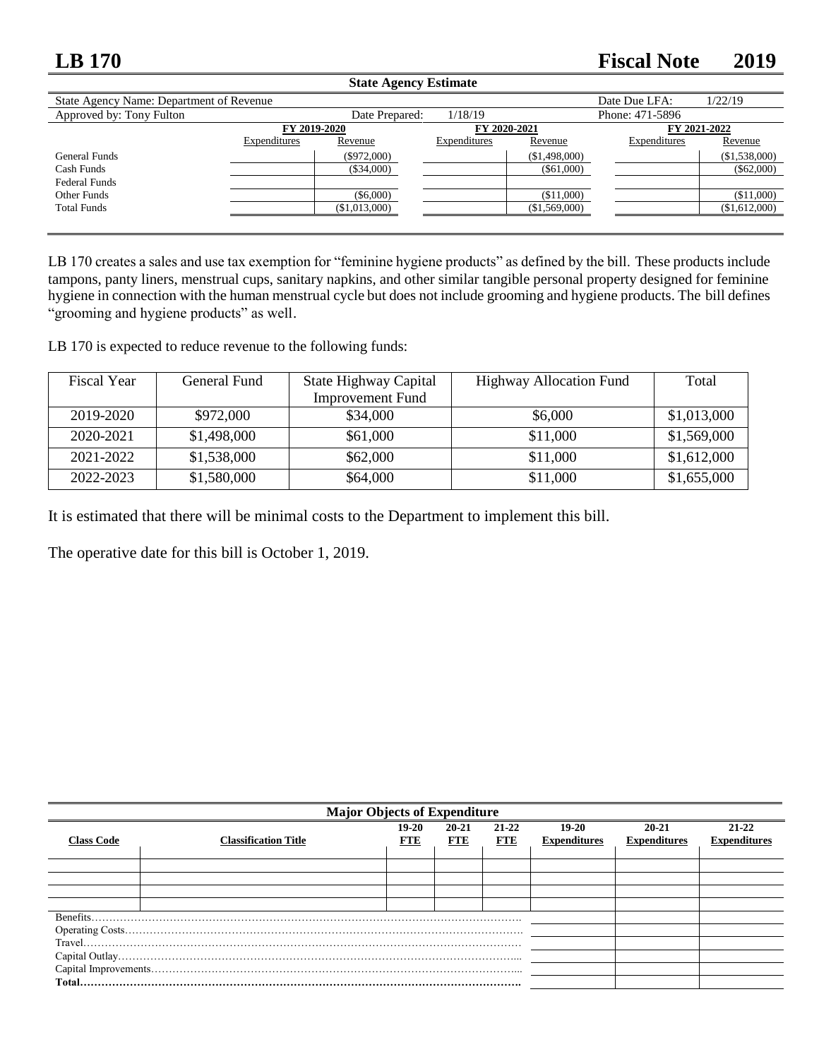# LB 170 Fiscal Note 2019

**State Agency Estimate**

| | | | | | | |
|---|---|---|---|---|---|---|
| State Agency Name: Department of Revenue | | | | | Date Due LFA: | 1/22/19 |
| Approved by: Tony Fulton | | Date Prepared: | 1/18/19 | | Phone: 471-5896 | |
| | FY 2019-2020 | | FY 2020-2021 | | FY 2021-2022 | |
| | Expenditures | Revenue | Expenditures | Revenue | Expenditures | Revenue |
| General Funds | | ($972,000) | | ($1,498,000) | | ($1,538,000) |
| Cash Funds | | ($34,000) | | ($61,000) | | ($62,000) |
| Federal Funds | | | | | | |
| Other Funds | | ($6,000) | | ($11,000) | | ($11,000) |
| Total Funds | | ($1,013,000) | | ($1,569,000) | | ($1,612,000) |

LB 170 creates a sales and use tax exemption for "feminine hygiene products" as defined by the bill. These products include tampons, panty liners, menstrual cups, sanitary napkins, and other similar tangible personal property designed for feminine hygiene in connection with the human menstrual cycle but does not include grooming and hygiene products. The bill defines "grooming and hygiene products" as well.

LB 170 is expected to reduce revenue to the following funds:

| Fiscal Year | General Fund | State Highway Capital Improvement Fund | Highway Allocation Fund | Total |
|---|---|---|---|---|
| 2019-2020 | $972,000 | $34,000 | $6,000 | $1,013,000 |
| 2020-2021 | $1,498,000 | $61,000 | $11,000 | $1,569,000 |
| 2021-2022 | $1,538,000 | $62,000 | $11,000 | $1,612,000 |
| 2022-2023 | $1,580,000 | $64,000 | $11,000 | $1,655,000 |

It is estimated that there will be minimal costs to the Department to implement this bill.

The operative date for this bill is October 1, 2019.

**Major Objects of Expenditure**

| Class Code | Classification Title | 19-20 FTE | 20-21 FTE | 21-22 FTE | 19-20 Expenditures | 20-21 Expenditures | 21-22 Expenditures |
|---|---|---|---|---|---|---|---|
| | | | | | | | |
| | | | | | | | |
| | | | | | | | |
| | | | | | | | |
| Benefits | | | | | | | |
| Operating Costs | | | | | | | |
| Travel | | | | | | | |
| Capital Outlay | | | | | | | |
| Capital Improvements | | | | | | | |
| **Total** | | | | | | | |